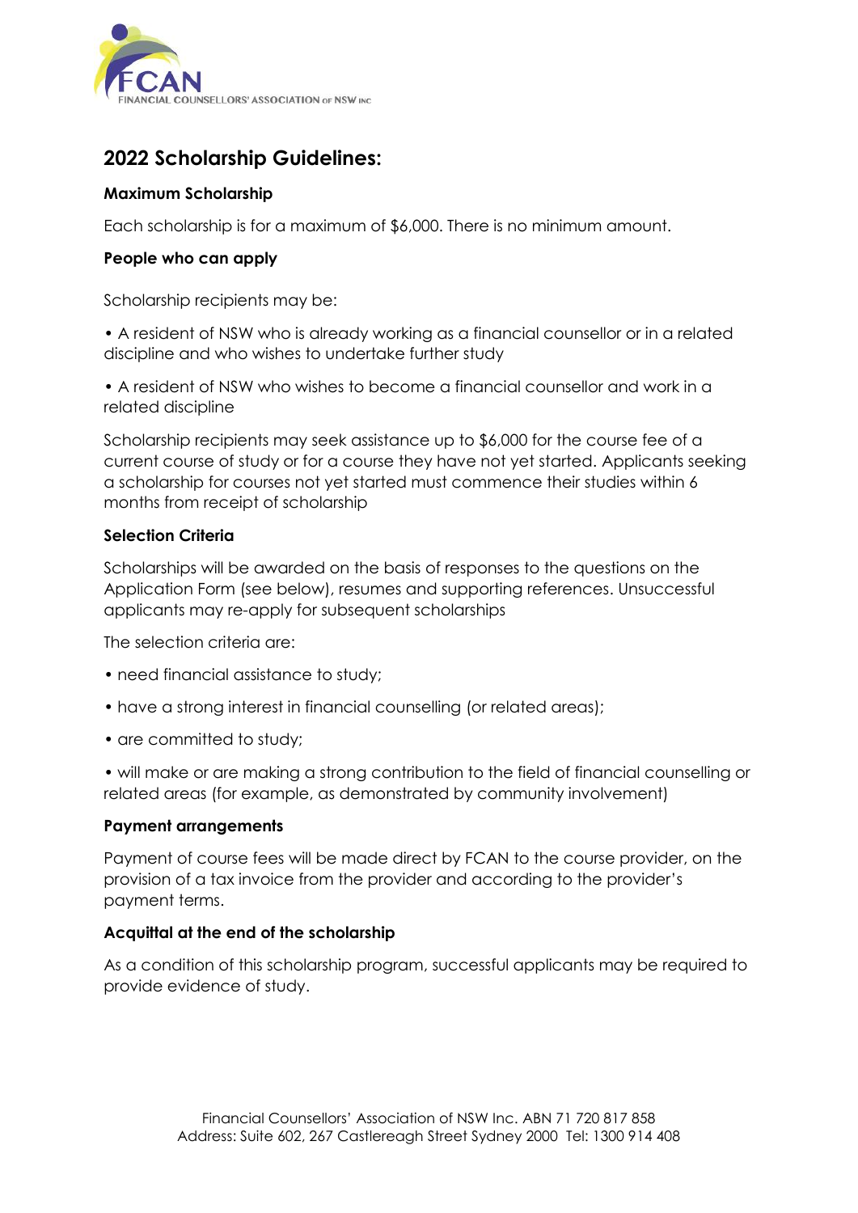FCAN
FINANCIAL COUNSELLORS' ASSOCIATION OF NSW INC

## 2022 Scholarship Guidelines:

### Maximum Scholarship

Each scholarship is for a maximum of $6,000. There is no minimum amount.

### People who can apply

Scholarship recipients may be:

• A resident of NSW who is already working as a financial counsellor or in a related discipline and who wishes to undertake further study

• A resident of NSW who wishes to become a financial counsellor and work in a related discipline

Scholarship recipients may seek assistance up to $6,000 for the course fee of a current course of study or for a course they have not yet started. Applicants seeking a scholarship for courses not yet started must commence their studies within 6 months from receipt of scholarship

### Selection Criteria

Scholarships will be awarded on the basis of responses to the questions on the Application Form (see below), resumes and supporting references. Unsuccessful applicants may re-apply for subsequent scholarships

The selection criteria are:

• need financial assistance to study;

• have a strong interest in financial counselling (or related areas);

• are committed to study;

• will make or are making a strong contribution to the field of financial counselling or related areas (for example, as demonstrated by community involvement)

### Payment arrangements

Payment of course fees will be made direct by FCAN to the course provider, on the provision of a tax invoice from the provider and according to the provider's payment terms.

### Acquittal at the end of the scholarship

As a condition of this scholarship program, successful applicants may be required to provide evidence of study.

Financial Counsellors' Association of NSW Inc. ABN 71 720 817 858
Address: Suite 602, 267 Castlereagh Street Sydney 2000 Tel: 1300 914 408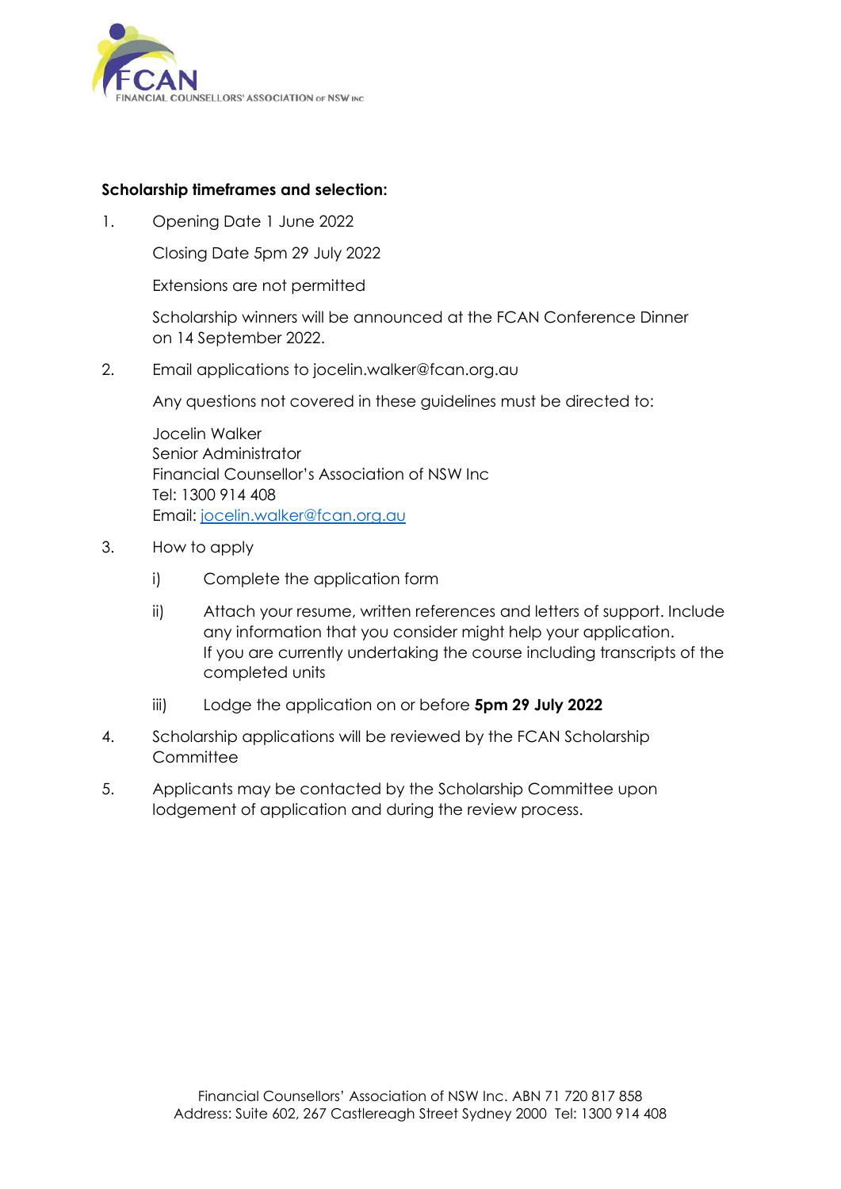**Scholarship timeframes and selection:**

1. Opening Date 1 June 2022

   Closing Date 5pm 29 July 2022

   Extensions are not permitted

   Scholarship winners will be announced at the FCAN Conference Dinner on 14 September 2022.

2. Email applications to jocelin.walker@fcan.org.au

   Any questions not covered in these guidelines must be directed to:

   Jocelin Walker
   Senior Administrator
   Financial Counsellor's Association of NSW Inc
   Tel: 1300 914 408
   Email: jocelin.walker@fcan.org.au

3. How to apply

   i) Complete the application form

   ii) Attach your resume, written references and letters of support. Include any information that you consider might help your application.
   If you are currently undertaking the course including transcripts of the completed units

   iii) Lodge the application on or before **5pm 29 July 2022**

4. Scholarship applications will be reviewed by the FCAN Scholarship Committee

5. Applicants may be contacted by the Scholarship Committee upon lodgement of application and during the review process.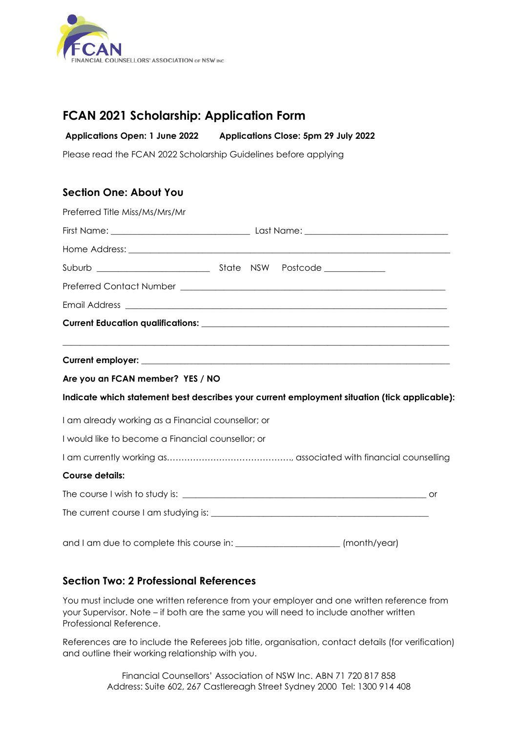FCAN
FINANCIAL COUNSELLORS' ASSOCIATION OF NSW INC

## FCAN 2021 Scholarship: Application Form

**Applications Open: 1 June 2022** **Applications Close: 5pm 29 July 2022**

Please read the FCAN 2022 Scholarship Guidelines before applying

### Section One: About You

Preferred Title Miss/Ms/Mrs/Mr

First Name: ______________________________ Last Name: ______________________________

Home Address: ____________________________________________________________________

Suburb ________________________ State NSW Postcode _____________

Preferred Contact Number ________________________________________________________

Email Address ____________________________________________________________________

**Current Education qualifications:** ____________________________________________________

__________________________________________________________________________________

**Current employer:** _____________________________________________________________________

**Are you an FCAN member? YES / NO**

**Indicate which statement best describes your current employment situation (tick applicable):**

I am already working as a Financial counsellor; or

I would like to become a Financial counsellor; or

I am currently working as……………………………………., associated with financial counselling

**Course details:**

The course I wish to study is: ____________________________________________________ or

The current course I am studying is: ______________________________________________

and I am due to complete this course in: ______________________ (month/year)

### Section Two: 2 Professional References

You must include one written reference from your employer and one written reference from your Supervisor. Note – if both are the same you will need to include another written Professional Reference.

References are to include the Referees job title, organisation, contact details (for verification) and outline their working relationship with you.

Financial Counsellors' Association of NSW Inc. ABN 71 720 817 858
Address: Suite 602, 267 Castlereagh Street Sydney 2000 Tel: 1300 914 408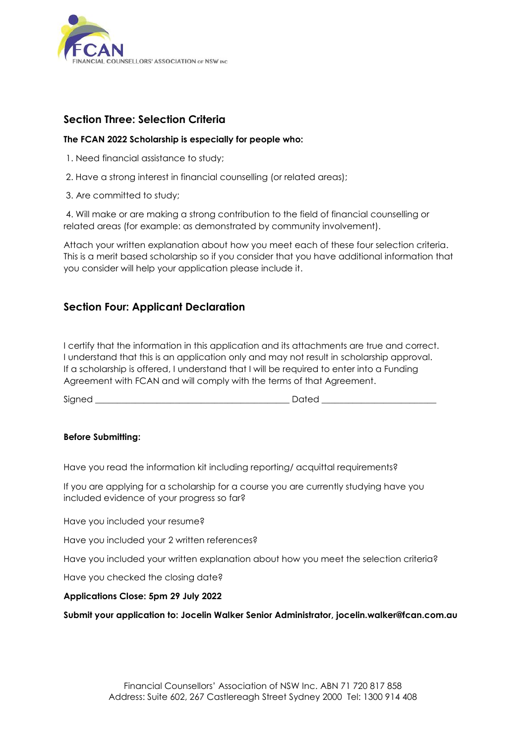## Section Three: Selection Criteria

**The FCAN 2022 Scholarship is especially for people who:**

1. Need financial assistance to study;
2. Have a strong interest in financial counselling (or related areas);
3. Are committed to study;
4. Will make or are making a strong contribution to the field of financial counselling or related areas (for example: as demonstrated by community involvement).

Attach your written explanation about how you meet each of these four selection criteria. This is a merit based scholarship so if you consider that you have additional information that you consider will help your application please include it.

## Section Four: Applicant Declaration

I certify that the information in this application and its attachments are true and correct. I understand that this is an application only and may not result in scholarship approval. If a scholarship is offered, I understand that I will be required to enter into a Funding Agreement with FCAN and will comply with the terms of that Agreement.

Signed ___________________________________________ Dated _________________________

**Before Submitting:**

Have you read the information kit including reporting/ acquittal requirements?

If you are applying for a scholarship for a course you are currently studying have you included evidence of your progress so far?

Have you included your resume?

Have you included your 2 written references?

Have you included your written explanation about how you meet the selection criteria?

Have you checked the closing date?

**Applications Close: 5pm 29 July 2022**

**Submit your application to: Jocelin Walker Senior Administrator, jocelin.walker@fcan.com.au**